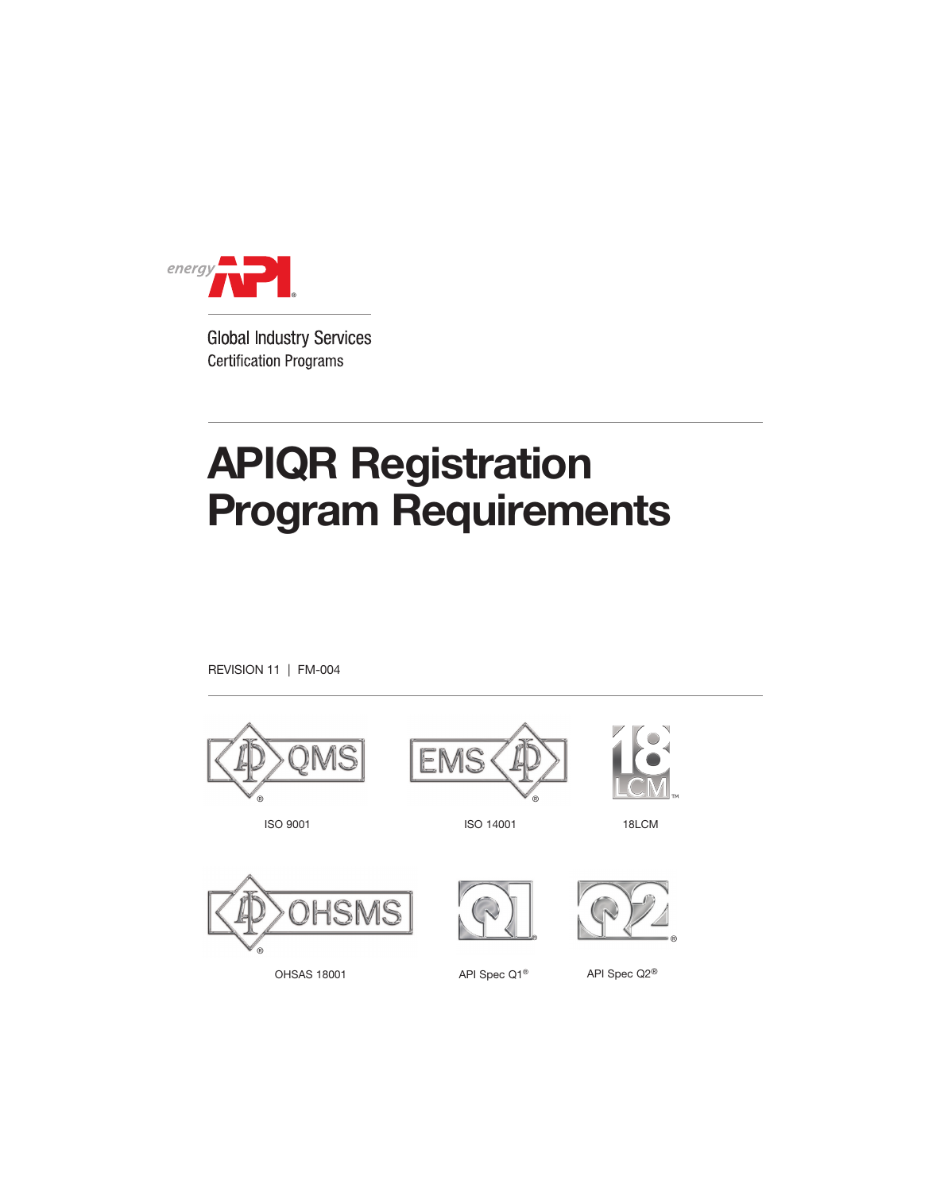Global Industry Services
Certification Programs

# APIQR Registration Program Requirements

REVISION 11 | FM-004

ISO 9001

ISO 14001

18LCM

OHSAS 18001

API Spec Q1®

API Spec Q2®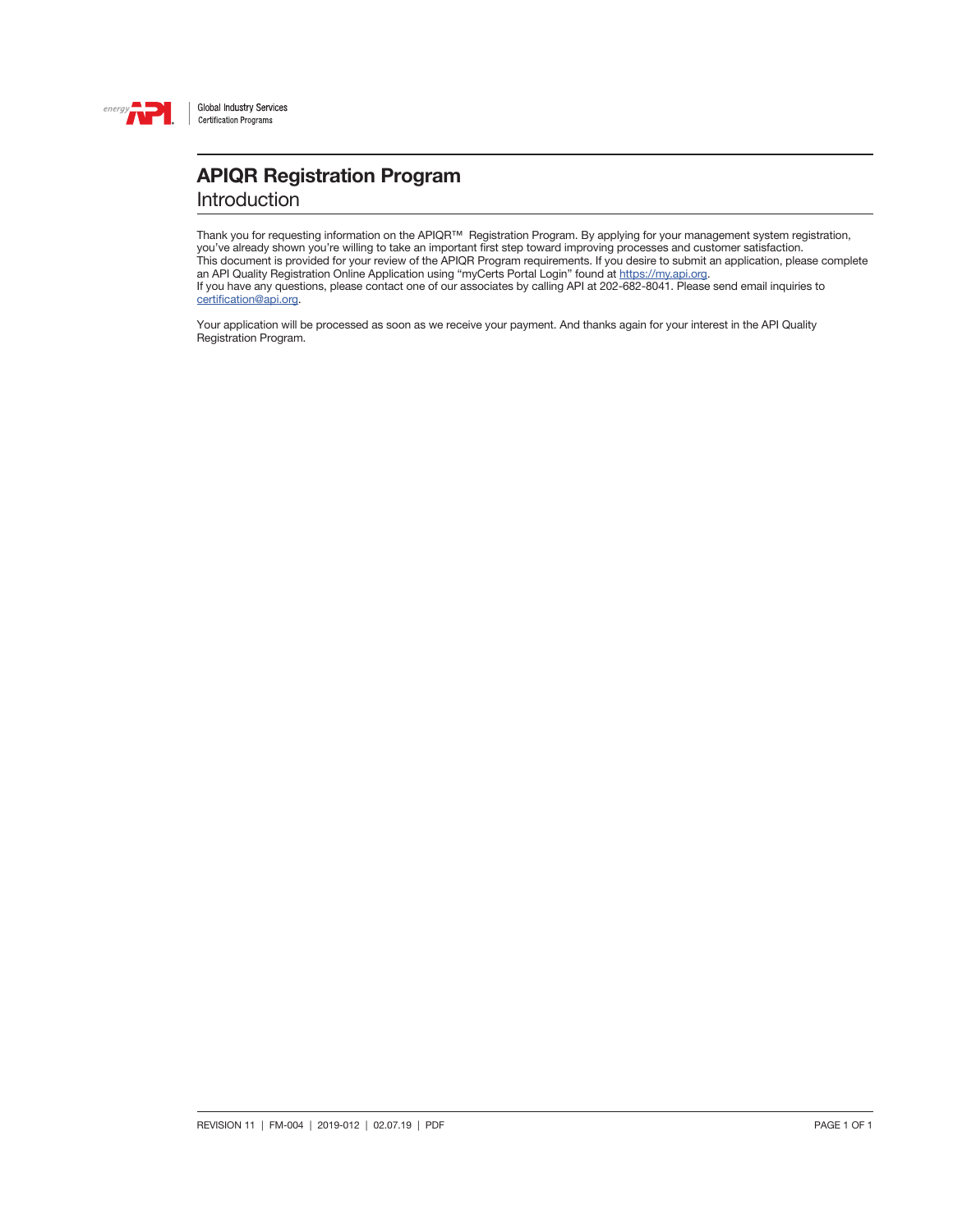# APIQR Registration Program

## Introduction

Thank you for requesting information on the APIQR™ Registration Program. By applying for your management system registration, you've already shown you're willing to take an important first step toward improving processes and customer satisfaction.
This document is provided for your review of the APIQR Program requirements. If you desire to submit an application, please complete an API Quality Registration Online Application using "myCerts Portal Login" found at https://my.api.org.
If you have any questions, please contact one of our associates by calling API at 202-682-8041. Please send email inquiries to certification@api.org.

Your application will be processed as soon as we receive your payment. And thanks again for your interest in the API Quality Registration Program.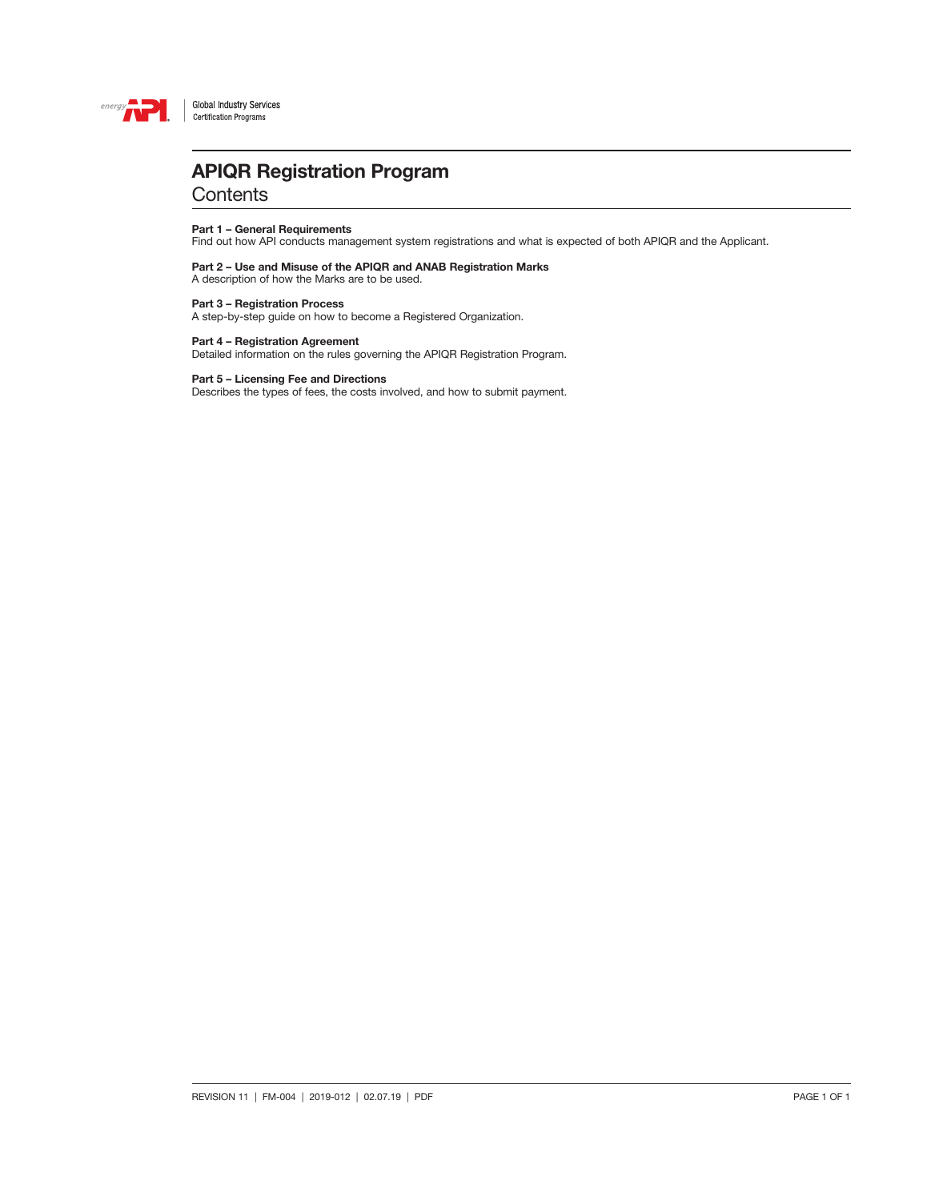# APIQR Registration Program

## Contents

**Part 1 – General Requirements**
Find out how API conducts management system registrations and what is expected of both APIQR and the Applicant.

**Part 2 – Use and Misuse of the APIQR and ANAB Registration Marks**
A description of how the Marks are to be used.

**Part 3 – Registration Process**
A step-by-step guide on how to become a Registered Organization.

**Part 4 – Registration Agreement**
Detailed information on the rules governing the APIQR Registration Program.

**Part 5 – Licensing Fee and Directions**
Describes the types of fees, the costs involved, and how to submit payment.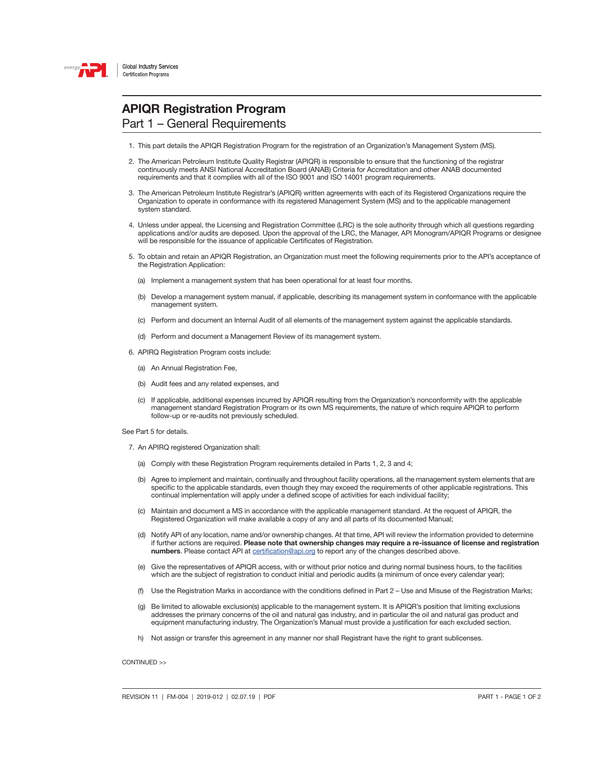# APIQR Registration Program

## Part 1 – General Requirements

1. This part details the APIQR Registration Program for the registration of an Organization's Management System (MS).

2. The American Petroleum Institute Quality Registrar (APIQR) is responsible to ensure that the functioning of the registrar continuously meets ANSI National Accreditation Board (ANAB) Criteria for Accreditation and other ANAB documented requirements and that it complies with all of the ISO 9001 and ISO 14001 program requirements.

3. The American Petroleum Institute Registrar's (APIQR) written agreements with each of its Registered Organizations require the Organization to operate in conformance with its registered Management System (MS) and to the applicable management system standard.

4. Unless under appeal, the Licensing and Registration Committee (LRC) is the sole authority through which all questions regarding applications and/or audits are deposed. Upon the approval of the LRC, the Manager, API Monogram/APIQR Programs or designee will be responsible for the issuance of applicable Certificates of Registration.

5. To obtain and retain an APIQR Registration, an Organization must meet the following requirements prior to the API's acceptance of the Registration Application:

   (a) Implement a management system that has been operational for at least four months.

   (b) Develop a management system manual, if applicable, describing its management system in conformance with the applicable management system.

   (c) Perform and document an Internal Audit of all elements of the management system against the applicable standards.

   (d) Perform and document a Management Review of its management system.

6. APIRQ Registration Program costs include:

   (a) An Annual Registration Fee,

   (b) Audit fees and any related expenses, and

   (c) If applicable, additional expenses incurred by APIQR resulting from the Organization's nonconformity with the applicable management standard Registration Program or its own MS requirements, the nature of which require APIQR to perform follow-up or re-audits not previously scheduled.

See Part 5 for details.

7. An APIRQ registered Organization shall:

   (a) Comply with these Registration Program requirements detailed in Parts 1, 2, 3 and 4;

   (b) Agree to implement and maintain, continually and throughout facility operations, all the management system elements that are specific to the applicable standards, even though they may exceed the requirements of other applicable registrations. This continual implementation will apply under a defined scope of activities for each individual facility;

   (c) Maintain and document a MS in accordance with the applicable management standard. At the request of APIQR, the Registered Organization will make available a copy of any and all parts of its documented Manual;

   (d) Notify API of any location, name and/or ownership changes. At that time, API will review the information provided to determine if further actions are required. **Please note that ownership changes may require a re-issuance of license and registration numbers**. Please contact API at certification@api.org to report any of the changes described above.

   (e) Give the representatives of APIQR access, with or without prior notice and during normal business hours, to the facilities which are the subject of registration to conduct initial and periodic audits (a minimum of once every calendar year);

   (f) Use the Registration Marks in accordance with the conditions defined in Part 2 – Use and Misuse of the Registration Marks;

   (g) Be limited to allowable exclusion(s) applicable to the management system. It is APIQR's position that limiting exclusions addresses the primary concerns of the oil and natural gas industry, and in particular the oil and natural gas product and equipment manufacturing industry. The Organization's Manual must provide a justification for each excluded section.

   h) Not assign or transfer this agreement in any manner nor shall Registrant have the right to grant sublicenses.

CONTINUED >>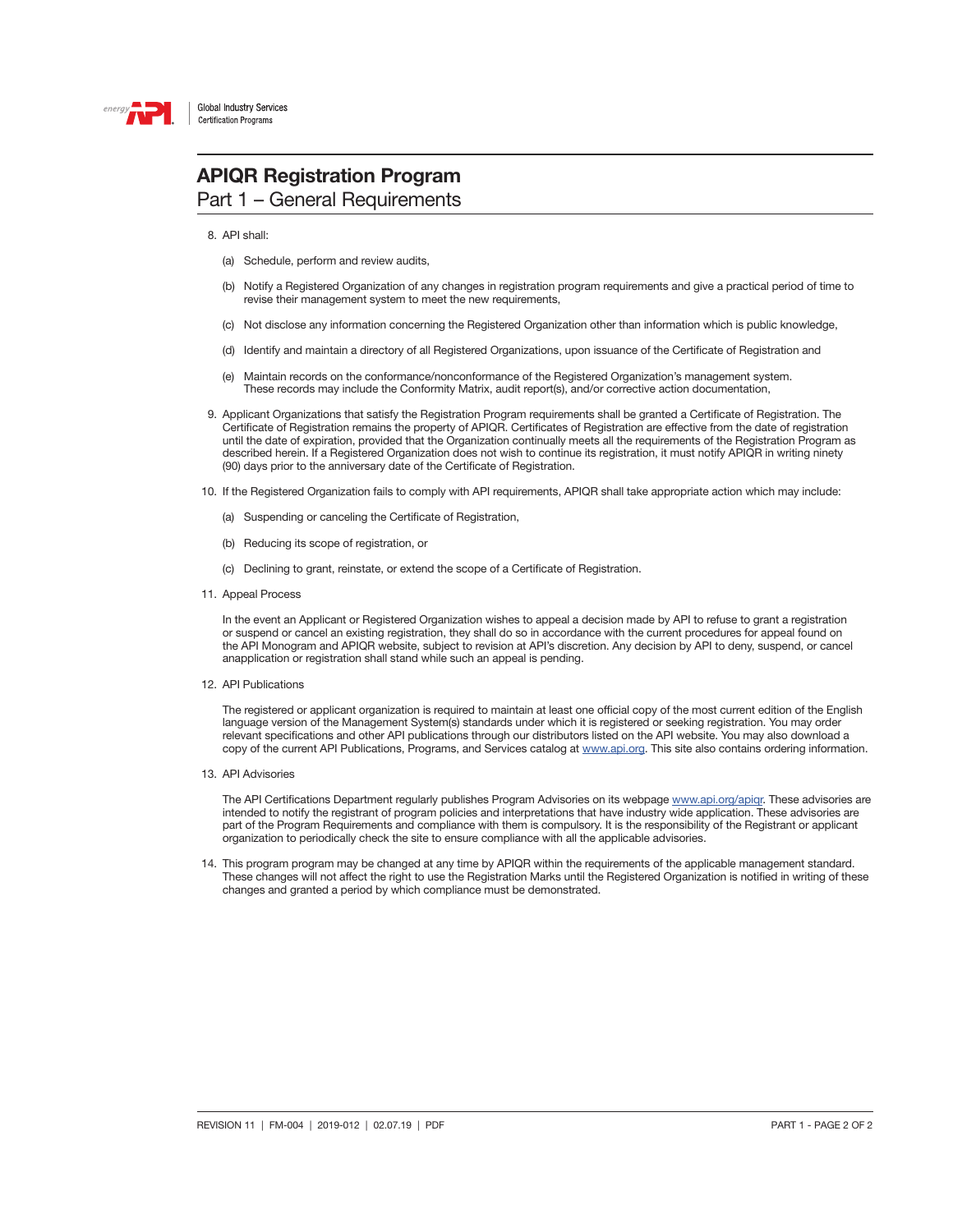# APIQR Registration Program

## Part 1 – General Requirements

8. API shall:

   (a) Schedule, perform and review audits,

   (b) Notify a Registered Organization of any changes in registration program requirements and give a practical period of time to revise their management system to meet the new requirements,

   (c) Not disclose any information concerning the Registered Organization other than information which is public knowledge,

   (d) Identify and maintain a directory of all Registered Organizations, upon issuance of the Certificate of Registration and

   (e) Maintain records on the conformance/nonconformance of the Registered Organization's management system. These records may include the Conformity Matrix, audit report(s), and/or corrective action documentation,

9. Applicant Organizations that satisfy the Registration Program requirements shall be granted a Certificate of Registration. The Certificate of Registration remains the property of APIQR. Certificates of Registration are effective from the date of registration until the date of expiration, provided that the Organization continually meets all the requirements of the Registration Program as described herein. If a Registered Organization does not wish to continue its registration, it must notify APIQR in writing ninety (90) days prior to the anniversary date of the Certificate of Registration.

10. If the Registered Organization fails to comply with API requirements, APIQR shall take appropriate action which may include:

    (a) Suspending or canceling the Certificate of Registration,

    (b) Reducing its scope of registration, or

    (c) Declining to grant, reinstate, or extend the scope of a Certificate of Registration.

11. Appeal Process

    In the event an Applicant or Registered Organization wishes to appeal a decision made by API to refuse to grant a registration or suspend or cancel an existing registration, they shall do so in accordance with the current procedures for appeal found on the API Monogram and APIQR website, subject to revision at API's discretion. Any decision by API to deny, suspend, or cancel anapplication or registration shall stand while such an appeal is pending.

12. API Publications

    The registered or applicant organization is required to maintain at least one official copy of the most current edition of the English language version of the Management System(s) standards under which it is registered or seeking registration. You may order relevant specifications and other API publications through our distributors listed on the API website. You may also download a copy of the current API Publications, Programs, and Services catalog at www.api.org. This site also contains ordering information.

13. API Advisories

    The API Certifications Department regularly publishes Program Advisories on its webpage www.api.org/apiqr. These advisories are intended to notify the registrant of program policies and interpretations that have industry wide application. These advisories are part of the Program Requirements and compliance with them is compulsory. It is the responsibility of the Registrant or applicant organization to periodically check the site to ensure compliance with all the applicable advisories.

14. This program program may be changed at any time by APIQR within the requirements of the applicable management standard. These changes will not affect the right to use the Registration Marks until the Registered Organization is notified in writing of these changes and granted a period by which compliance must be demonstrated.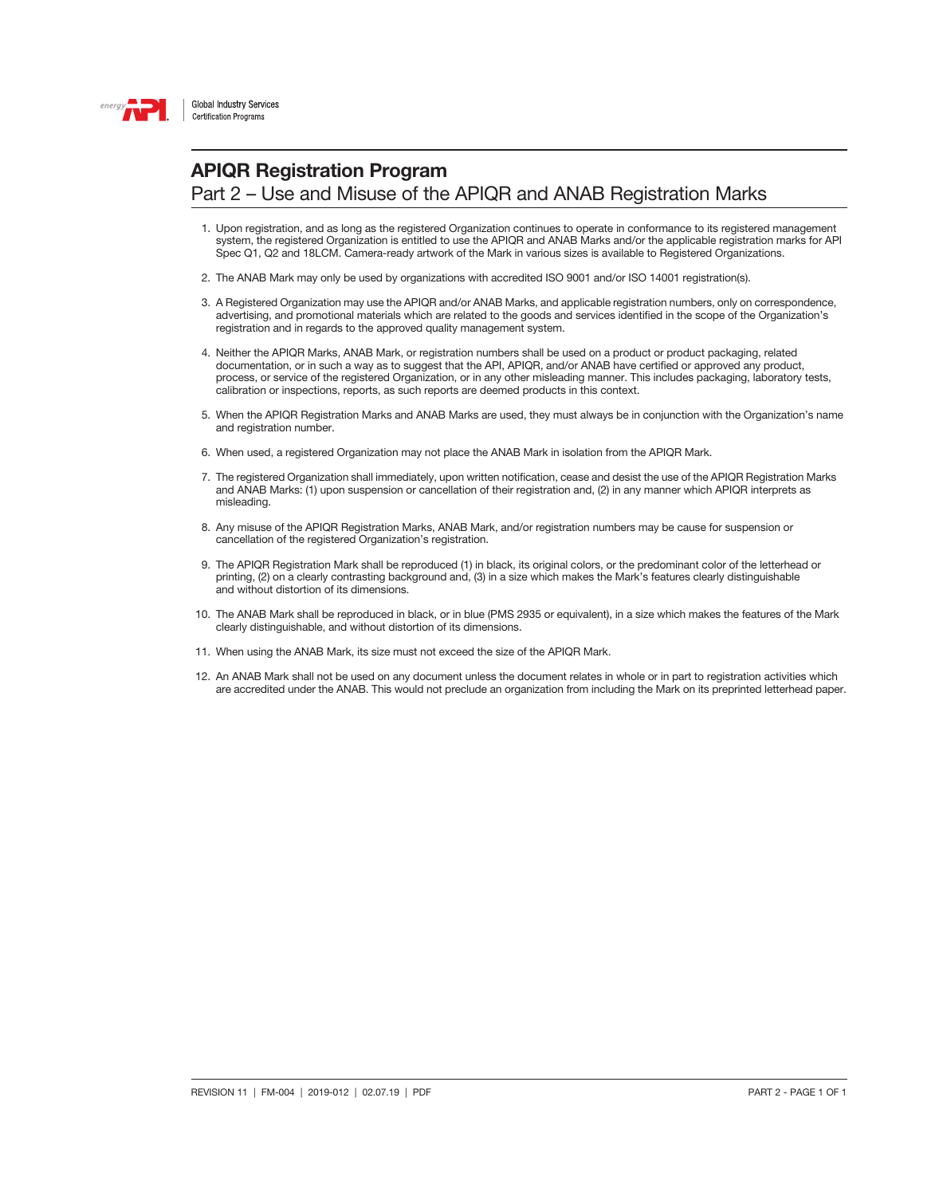# APIQR Registration Program

## Part 2 – Use and Misuse of the APIQR and ANAB Registration Marks

1. Upon registration, and as long as the registered Organization continues to operate in conformance to its registered management system, the registered Organization is entitled to use the APIQR and ANAB Marks and/or the applicable registration marks for API Spec Q1, Q2 and 18LCM. Camera-ready artwork of the Mark in various sizes is available to Registered Organizations.

2. The ANAB Mark may only be used by organizations with accredited ISO 9001 and/or ISO 14001 registration(s).

3. A Registered Organization may use the APIQR and/or ANAB Marks, and applicable registration numbers, only on correspondence, advertising, and promotional materials which are related to the goods and services identified in the scope of the Organization's registration and in regards to the approved quality management system.

4. Neither the APIQR Marks, ANAB Mark, or registration numbers shall be used on a product or product packaging, related documentation, or in such a way as to suggest that the API, APIQR, and/or ANAB have certified or approved any product, process, or service of the registered Organization, or in any other misleading manner. This includes packaging, laboratory tests, calibration or inspections, reports, as such reports are deemed products in this context.

5. When the APIQR Registration Marks and ANAB Marks are used, they must always be in conjunction with the Organization's name and registration number.

6. When used, a registered Organization may not place the ANAB Mark in isolation from the APIQR Mark.

7. The registered Organization shall immediately, upon written notification, cease and desist the use of the APIQR Registration Marks and ANAB Marks: (1) upon suspension or cancellation of their registration and, (2) in any manner which APIQR interprets as misleading.

8. Any misuse of the APIQR Registration Marks, ANAB Mark, and/or registration numbers may be cause for suspension or cancellation of the registered Organization's registration.

9. The APIQR Registration Mark shall be reproduced (1) in black, its original colors, or the predominant color of the letterhead or printing, (2) on a clearly contrasting background and, (3) in a size which makes the Mark's features clearly distinguishable and without distortion of its dimensions.

10. The ANAB Mark shall be reproduced in black, or in blue (PMS 2935 or equivalent), in a size which makes the features of the Mark clearly distinguishable, and without distortion of its dimensions.

11. When using the ANAB Mark, its size must not exceed the size of the APIQR Mark.

12. An ANAB Mark shall not be used on any document unless the document relates in whole or in part to registration activities which are accredited under the ANAB. This would not preclude an organization from including the Mark on its preprinted letterhead paper.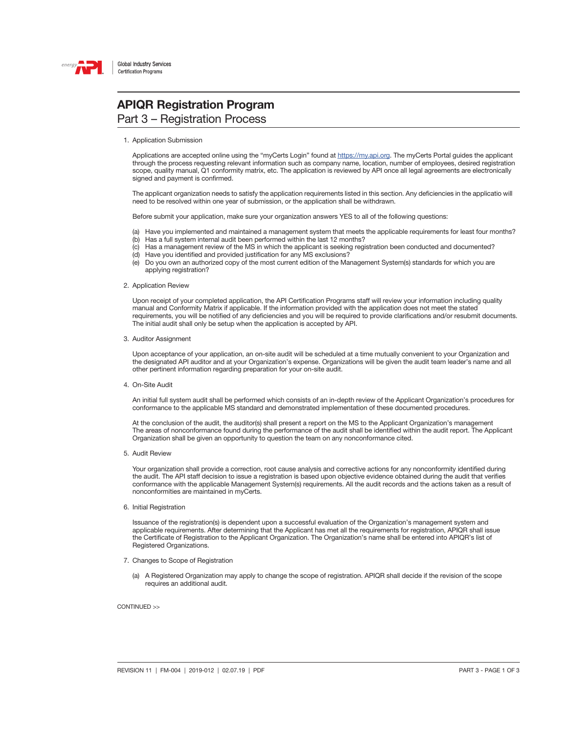# APIQR Registration Program

## Part 3 – Registration Process

1. Application Submission

   Applications are accepted online using the "myCerts Login" found at https://my.api.org. The myCerts Portal guides the applicant through the process requesting relevant information such as company name, location, number of employees, desired registration scope, quality manual, Q1 conformity matrix, etc. The application is reviewed by API once all legal agreements are electronically signed and payment is confirmed.

   The applicant organization needs to satisfy the application requirements listed in this section. Any deficiencies in the applicatio will need to be resolved within one year of submission, or the application shall be withdrawn.

   Before submit your application, make sure your organization answers YES to all of the following questions:

   (a) Have you implemented and maintained a management system that meets the applicable requirements for least four months?
   (b) Has a full system internal audit been performed within the last 12 months?
   (c) Has a management review of the MS in which the applicant is seeking registration been conducted and documented?
   (d) Have you identified and provided justification for any MS exclusions?
   (e) Do you own an authorized copy of the most current edition of the Management System(s) standards for which you are applying registration?

2. Application Review

   Upon receipt of your completed application, the API Certification Programs staff will review your information including quality manual and Conformity Matrix if applicable. If the information provided with the application does not meet the stated requirements, you will be notified of any deficiencies and you will be required to provide clarifications and/or resubmit documents. The initial audit shall only be setup when the application is accepted by API.

3. Auditor Assignment

   Upon acceptance of your application, an on-site audit will be scheduled at a time mutually convenient to your Organization and the designated API auditor and at your Organization's expense. Organizations will be given the audit team leader's name and all other pertinent information regarding preparation for your on-site audit.

4. On-Site Audit

   An initial full system audit shall be performed which consists of an in-depth review of the Applicant Organization's procedures for conformance to the applicable MS standard and demonstrated implementation of these documented procedures.

   At the conclusion of the audit, the auditor(s) shall present a report on the MS to the Applicant Organization's management The areas of nonconformance found during the performance of the audit shall be identified within the audit report. The Applicant Organization shall be given an opportunity to question the team on any nonconformance cited.

5. Audit Review

   Your organization shall provide a correction, root cause analysis and corrective actions for any nonconformity identified during the audit. The API staff decision to issue a registration is based upon objective evidence obtained during the audit that verifies conformance with the applicable Management System(s) requirements. All the audit records and the actions taken as a result of nonconformities are maintained in myCerts.

6. Initial Registration

   Issuance of the registration(s) is dependent upon a successful evaluation of the Organization's management system and applicable requirements. After determining that the Applicant has met all the requirements for registration, APIQR shall issue the Certificate of Registration to the Applicant Organization. The Organization's name shall be entered into APIQR's list of Registered Organizations.

7. Changes to Scope of Registration

   (a) A Registered Organization may apply to change the scope of registration. APIQR shall decide if the revision of the scope requires an additional audit.

CONTINUED >>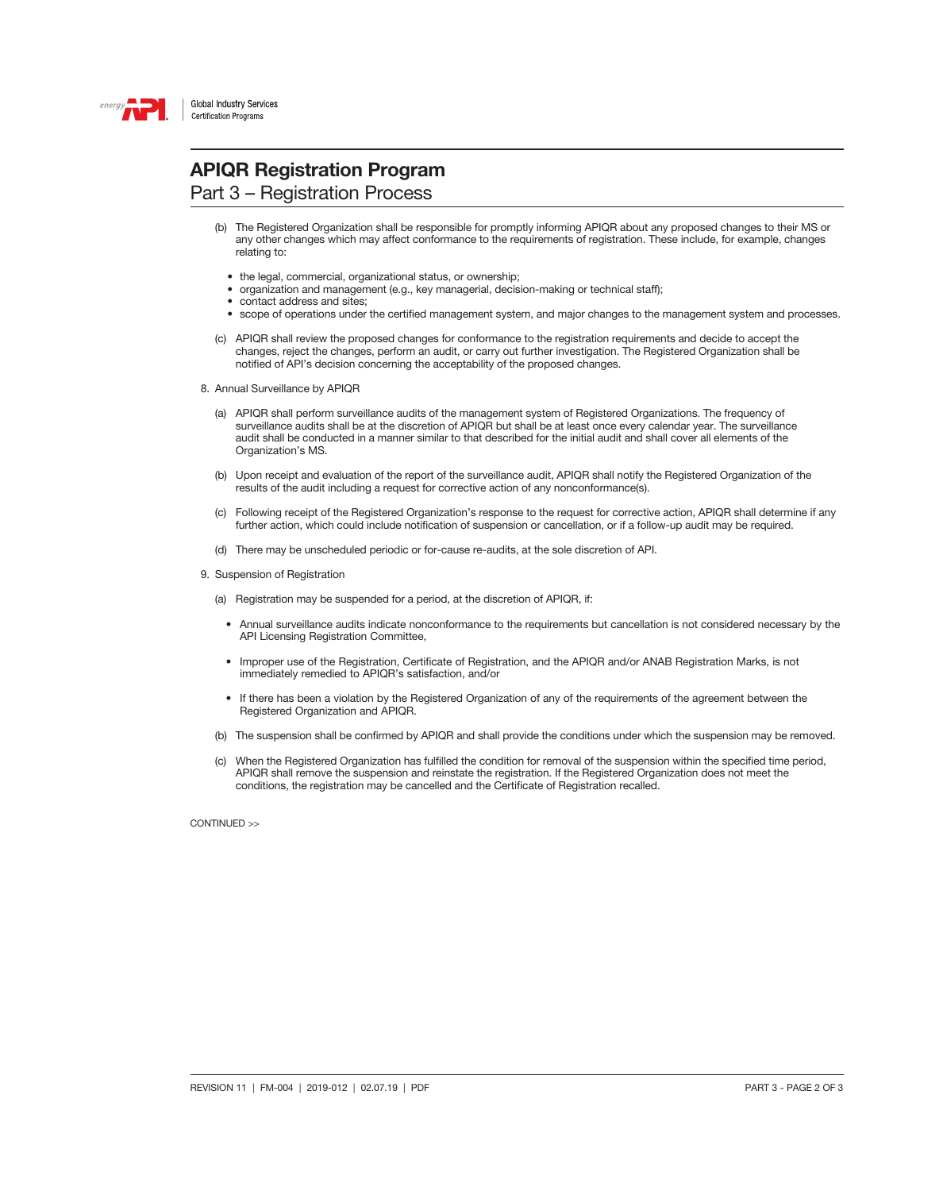# APIQR Registration Program

## Part 3 – Registration Process

(b) The Registered Organization shall be responsible for promptly informing APIQR about any proposed changes to their MS or any other changes which may affect conformance to the requirements of registration. These include, for example, changes relating to:

- the legal, commercial, organizational status, or ownership;
- organization and management (e.g., key managerial, decision-making or technical staff);
- contact address and sites;
- scope of operations under the certified management system, and major changes to the management system and processes.

(c) APIQR shall review the proposed changes for conformance to the registration requirements and decide to accept the changes, reject the changes, perform an audit, or carry out further investigation. The Registered Organization shall be notified of API's decision concerning the acceptability of the proposed changes.

8. Annual Surveillance by APIQR

(a) APIQR shall perform surveillance audits of the management system of Registered Organizations. The frequency of surveillance audits shall be at the discretion of APIQR but shall be at least once every calendar year. The surveillance audit shall be conducted in a manner similar to that described for the initial audit and shall cover all elements of the Organization's MS.

(b) Upon receipt and evaluation of the report of the surveillance audit, APIQR shall notify the Registered Organization of the results of the audit including a request for corrective action of any nonconformance(s).

(c) Following receipt of the Registered Organization's response to the request for corrective action, APIQR shall determine if any further action, which could include notification of suspension or cancellation, or if a follow-up audit may be required.

(d) There may be unscheduled periodic or for-cause re-audits, at the sole discretion of API.

9. Suspension of Registration

(a) Registration may be suspended for a period, at the discretion of APIQR, if:

- Annual surveillance audits indicate nonconformance to the requirements but cancellation is not considered necessary by the API Licensing Registration Committee,
- Improper use of the Registration, Certificate of Registration, and the APIQR and/or ANAB Registration Marks, is not immediately remedied to APIQR's satisfaction, and/or
- If there has been a violation by the Registered Organization of any of the requirements of the agreement between the Registered Organization and APIQR.

(b) The suspension shall be confirmed by APIQR and shall provide the conditions under which the suspension may be removed.

(c) When the Registered Organization has fulfilled the condition for removal of the suspension within the specified time period, APIQR shall remove the suspension and reinstate the registration. If the Registered Organization does not meet the conditions, the registration may be cancelled and the Certificate of Registration recalled.

CONTINUED >>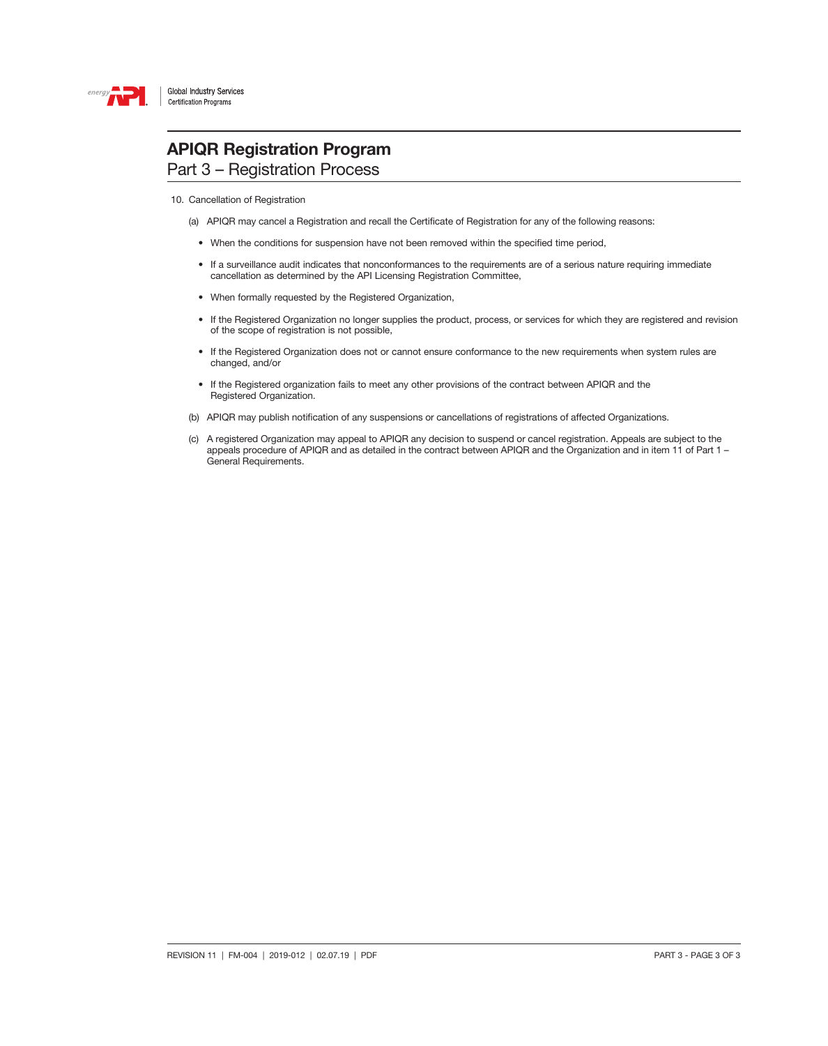# APIQR Registration Program

## Part 3 – Registration Process

10. Cancellation of Registration

    (a) APIQR may cancel a Registration and recall the Certificate of Registration for any of the following reasons:

    - When the conditions for suspension have not been removed within the specified time period,
    - If a surveillance audit indicates that nonconformances to the requirements are of a serious nature requiring immediate cancellation as determined by the API Licensing Registration Committee,
    - When formally requested by the Registered Organization,
    - If the Registered Organization no longer supplies the product, process, or services for which they are registered and revision of the scope of registration is not possible,
    - If the Registered Organization does not or cannot ensure conformance to the new requirements when system rules are changed, and/or
    - If the Registered organization fails to meet any other provisions of the contract between APIQR and the Registered Organization.

    (b) APIQR may publish notification of any suspensions or cancellations of registrations of affected Organizations.

    (c) A registered Organization may appeal to APIQR any decision to suspend or cancel registration. Appeals are subject to the appeals procedure of APIQR and as detailed in the contract between APIQR and the Organization and in item 11 of Part 1 – General Requirements.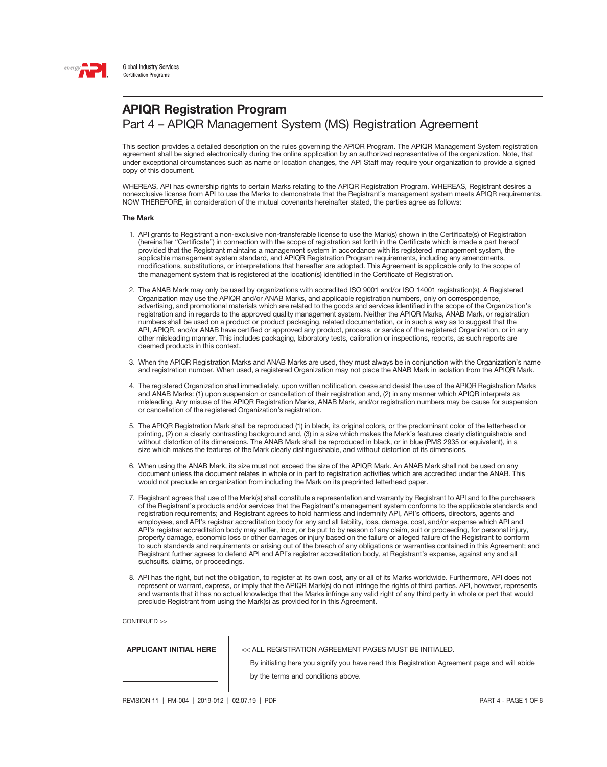# APIQR Registration Program

## Part 4 – APIQR Management System (MS) Registration Agreement

This section provides a detailed description on the rules governing the APIQR Program. The APIQR Management System registration agreement shall be signed electronically during the online application by an authorized representative of the organization. Note, that under exceptional circumstances such as name or location changes, the API Staff may require your organization to provide a signed copy of this document.

WHEREAS, API has ownership rights to certain Marks relating to the APIQR Registration Program. WHEREAS, Registrant desires a nonexclusive license from API to use the Marks to demonstrate that the Registrant's management system meets APIQR requirements. NOW THEREFORE, in consideration of the mutual covenants hereinafter stated, the parties agree as follows:

**The Mark**

1. API grants to Registrant a non-exclusive non-transferable license to use the Mark(s) shown in the Certificate(s) of Registration (hereinafter "Certificate") in connection with the scope of registration set forth in the Certificate which is made a part hereof provided that the Registrant maintains a management system in accordance with its registered management system, the applicable management system standard, and APIQR Registration Program requirements, including any amendments, modifications, substitutions, or interpretations that hereafter are adopted. This Agreement is applicable only to the scope of the management system that is registered at the location(s) identified in the Certificate of Registration.

2. The ANAB Mark may only be used by organizations with accredited ISO 9001 and/or ISO 14001 registration(s). A Registered Organization may use the APIQR and/or ANAB Marks, and applicable registration numbers, only on correspondence, advertising, and promotional materials which are related to the goods and services identified in the scope of the Organization's registration and in regards to the approved quality management system. Neither the APIQR Marks, ANAB Mark, or registration numbers shall be used on a product or product packaging, related documentation, or in such a way as to suggest that the API, APIQR, and/or ANAB have certified or approved any product, process, or service of the registered Organization, or in any other misleading manner. This includes packaging, laboratory tests, calibration or inspections, reports, as such reports are deemed products in this context.

3. When the APIQR Registration Marks and ANAB Marks are used, they must always be in conjunction with the Organization's name and registration number. When used, a registered Organization may not place the ANAB Mark in isolation from the APIQR Mark.

4. The registered Organization shall immediately, upon written notification, cease and desist the use of the APIQR Registration Marks and ANAB Marks: (1) upon suspension or cancellation of their registration and, (2) in any manner which APIQR interprets as misleading. Any misuse of the APIQR Registration Marks, ANAB Mark, and/or registration numbers may be cause for suspension or cancellation of the registered Organization's registration.

5. The APIQR Registration Mark shall be reproduced (1) in black, its original colors, or the predominant color of the letterhead or printing, (2) on a clearly contrasting background and, (3) in a size which makes the Mark's features clearly distinguishable and without distortion of its dimensions. The ANAB Mark shall be reproduced in black, or in blue (PMS 2935 or equivalent), in a size which makes the features of the Mark clearly distinguishable, and without distortion of its dimensions.

6. When using the ANAB Mark, its size must not exceed the size of the APIQR Mark. An ANAB Mark shall not be used on any document unless the document relates in whole or in part to registration activities which are accredited under the ANAB. This would not preclude an organization from including the Mark on its preprinted letterhead paper.

7. Registrant agrees that use of the Mark(s) shall constitute a representation and warranty by Registrant to API and to the purchasers of the Registrant's products and/or services that the Registrant's management system conforms to the applicable standards and registration requirements; and Registrant agrees to hold harmless and indemnify API, API's officers, directors, agents and employees, and API's registrar accreditation body for any and all liability, loss, damage, cost, and/or expense which API and API's registrar accreditation body may suffer, incur, or be put to by reason of any claim, suit or proceeding, for personal injury, property damage, economic loss or other damages or injury based on the failure or alleged failure of the Registrant to conform to such standards and requirements or arising out of the breach of any obligations or warranties contained in this Agreement; and Registrant further agrees to defend API and API's registrar accreditation body, at Registrant's expense, against any and all suchsuits, claims, or proceedings.

8. API has the right, but not the obligation, to register at its own cost, any or all of its Marks worldwide. Furthermore, API does not represent or warrant, express, or imply that the APIQR Mark(s) do not infringe the rights of third parties. API, however, represents and warrants that it has no actual knowledge that the Marks infringe any valid right of any third party in whole or part that would preclude Registrant from using the Mark(s) as provided for in this Agreement.

CONTINUED >>

| APPLICANT INITIAL HERE | << ALL REGISTRATION AGREEMENT PAGES MUST BE INITIALED. By initialing here you signify you have read this Registration Agreement page and will abide by the terms and conditions above. |
|---|---|
| ______________________ | |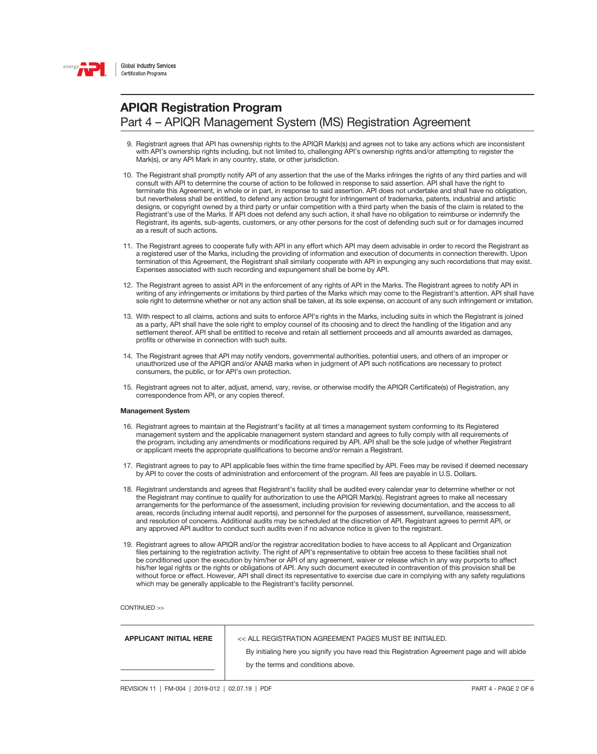# APIQR Registration Program

## Part 4 – APIQR Management System (MS) Registration Agreement

9. Registrant agrees that API has ownership rights to the APIQR Mark(s) and agrees not to take any actions which are inconsistent with API's ownership rights including, but not limited to, challenging API's ownership rights and/or attempting to register the Mark(s), or any API Mark in any country, state, or other jurisdiction.

10. The Registrant shall promptly notify API of any assertion that the use of the Marks infringes the rights of any third parties and will consult with API to determine the course of action to be followed in response to said assertion. API shall have the right to terminate this Agreement, in whole or in part, in response to said assertion. API does not undertake and shall have no obligation, but nevertheless shall be entitled, to defend any action brought for infringement of trademarks, patents, industrial and artistic designs, or copyright owned by a third party or unfair competition with a third party when the basis of the claim is related to the Registrant's use of the Marks. If API does not defend any such action, it shall have no obligation to reimburse or indemnify the Registrant, its agents, sub-agents, customers, or any other persons for the cost of defending such suit or for damages incurred as a result of such actions.

11. The Registrant agrees to cooperate fully with API in any effort which API may deem advisable in order to record the Registrant as a registered user of the Marks, including the providing of information and execution of documents in connection therewith. Upon termination of this Agreement, the Registrant shall similarly cooperate with API in expunging any such recordations that may exist. Expenses associated with such recording and expungement shall be borne by API.

12. The Registrant agrees to assist API in the enforcement of any rights of API in the Marks. The Registrant agrees to notify API in writing of any infringements or imitations by third parties of the Marks which may come to the Registrant's attention. API shall have sole right to determine whether or not any action shall be taken, at its sole expense, on account of any such infringement or imitation.

13. With respect to all claims, actions and suits to enforce API's rights in the Marks, including suits in which the Registrant is joined as a party, API shall have the sole right to employ counsel of its choosing and to direct the handling of the litigation and any settlement thereof. API shall be entitled to receive and retain all settlement proceeds and all amounts awarded as damages, profits or otherwise in connection with such suits.

14. The Registrant agrees that API may notify vendors, governmental authorities, potential users, and others of an improper or unauthorized use of the APIQR and/or ANAB marks when in judgment of API such notifications are necessary to protect consumers, the public, or for API's own protection.

15. Registrant agrees not to alter, adjust, amend, vary, revise, or otherwise modify the APIQR Certificate(s) of Registration, any correspondence from API, or any copies thereof.

**Management System**

16. Registrant agrees to maintain at the Registrant's facility at all times a management system conforming to its Registered management system and the applicable management system standard and agrees to fully comply with all requirements of the program, including any amendments or modifications required by API. API shall be the sole judge of whether Registrant or applicant meets the appropriate qualifications to become and/or remain a Registrant.

17. Registrant agrees to pay to API applicable fees within the time frame specified by API. Fees may be revised if deemed necessary by API to cover the costs of administration and enforcement of the program. All fees are payable in U.S. Dollars.

18. Registrant understands and agrees that Registrant's facility shall be audited every calendar year to determine whether or not the Registrant may continue to qualify for authorization to use the APIQR Mark(s). Registrant agrees to make all necessary arrangements for the performance of the assessment, including provision for reviewing documentation, and the access to all areas, records (including internal audit reports), and personnel for the purposes of assessment, surveillance, reassessment, and resolution of concerns. Additional audits may be scheduled at the discretion of API. Registrant agrees to permit API, or any approved API auditor to conduct such audits even if no advance notice is given to the registrant.

19. Registrant agrees to allow APIQR and/or the registrar accreditation bodies to have access to all Applicant and Organization files pertaining to the registration activity. The right of API's representative to obtain free access to these facilities shall not be conditioned upon the execution by him/her or API of any agreement, waiver or release which in any way purports to affect his/her legal rights or the rights or obligations of API. Any such document executed in contravention of this provision shall be without force or effect. However, API shall direct its representative to exercise due care in complying with any safety regulations which may be generally applicable to the Registrant's facility personnel.

CONTINUED >>

| APPLICANT INITIAL HERE | << ALL REGISTRATION AGREEMENT PAGES MUST BE INITIALED. By initialing here you signify you have read this Registration Agreement page and will abide by the terms and conditions above. |
|---|---|
| ______________________ | |

REVISION 11 | FM-004 | 2019-012 | 02.07.19 | PDF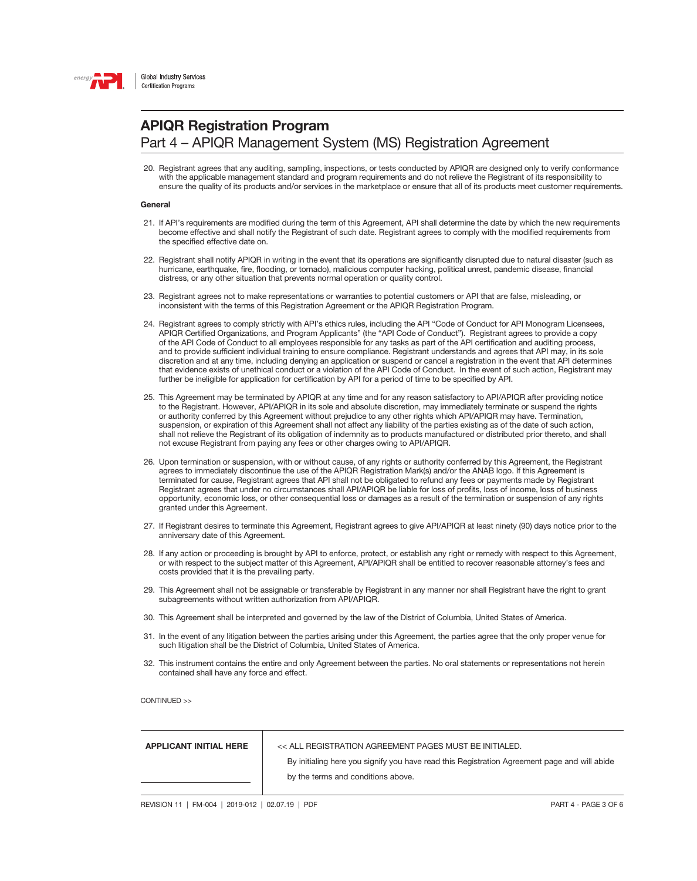# APIQR Registration Program

## Part 4 – APIQR Management System (MS) Registration Agreement

20. Registrant agrees that any auditing, sampling, inspections, or tests conducted by APIQR are designed only to verify conformance with the applicable management standard and program requirements and do not relieve the Registrant of its responsibility to ensure the quality of its products and/or services in the marketplace or ensure that all of its products meet customer requirements.

**General**

21. If API's requirements are modified during the term of this Agreement, API shall determine the date by which the new requirements become effective and shall notify the Registrant of such date. Registrant agrees to comply with the modified requirements from the specified effective date on.

22. Registrant shall notify APIQR in writing in the event that its operations are significantly disrupted due to natural disaster (such as hurricane, earthquake, fire, flooding, or tornado), malicious computer hacking, political unrest, pandemic disease, financial distress, or any other situation that prevents normal operation or quality control.

23. Registrant agrees not to make representations or warranties to potential customers or API that are false, misleading, or inconsistent with the terms of this Registration Agreement or the APIQR Registration Program.

24. Registrant agrees to comply strictly with API's ethics rules, including the API "Code of Conduct for API Monogram Licensees, APIQR Certified Organizations, and Program Applicants" (the "API Code of Conduct"). Registrant agrees to provide a copy of the API Code of Conduct to all employees responsible for any tasks as part of the API certification and auditing process, and to provide sufficient individual training to ensure compliance. Registrant understands and agrees that API may, in its sole discretion and at any time, including denying an application or suspend or cancel a registration in the event that API determines that evidence exists of unethical conduct or a violation of the API Code of Conduct. In the event of such action, Registrant may further be ineligible for application for certification by API for a period of time to be specified by API.

25. This Agreement may be terminated by APIQR at any time and for any reason satisfactory to API/APIQR after providing notice to the Registrant. However, API/APIQR in its sole and absolute discretion, may immediately terminate or suspend the rights or authority conferred by this Agreement without prejudice to any other rights which API/APIQR may have. Termination, suspension, or expiration of this Agreement shall not affect any liability of the parties existing as of the date of such action, shall not relieve the Registrant of its obligation of indemnity as to products manufactured or distributed prior thereto, and shall not excuse Registrant from paying any fees or other charges owing to API/APIQR.

26. Upon termination or suspension, with or without cause, of any rights or authority conferred by this Agreement, the Registrant agrees to immediately discontinue the use of the APIQR Registration Mark(s) and/or the ANAB logo. If this Agreement is terminated for cause, Registrant agrees that API shall not be obligated to refund any fees or payments made by Registrant Registrant agrees that under no circumstances shall API/APIQR be liable for loss of profits, loss of income, loss of business opportunity, economic loss, or other consequential loss or damages as a result of the termination or suspension of any rights granted under this Agreement.

27. If Registrant desires to terminate this Agreement, Registrant agrees to give API/APIQR at least ninety (90) days notice prior to the anniversary date of this Agreement.

28. If any action or proceeding is brought by API to enforce, protect, or establish any right or remedy with respect to this Agreement, or with respect to the subject matter of this Agreement, API/APIQR shall be entitled to recover reasonable attorney's fees and costs provided that it is the prevailing party.

29. This Agreement shall not be assignable or transferable by Registrant in any manner nor shall Registrant have the right to grant subagreements without written authorization from API/APIQR.

30. This Agreement shall be interpreted and governed by the law of the District of Columbia, United States of America.

31. In the event of any litigation between the parties arising under this Agreement, the parties agree that the only proper venue for such litigation shall be the District of Columbia, United States of America.

32. This instrument contains the entire and only Agreement between the parties. No oral statements or representations not herein contained shall have any force and effect.

CONTINUED >>

| APPLICANT INITIAL HERE | << ALL REGISTRATION AGREEMENT PAGES MUST BE INITIALED. By initialing here you signify you have read this Registration Agreement page and will abide by the terms and conditions above. |
|---|---|
| | |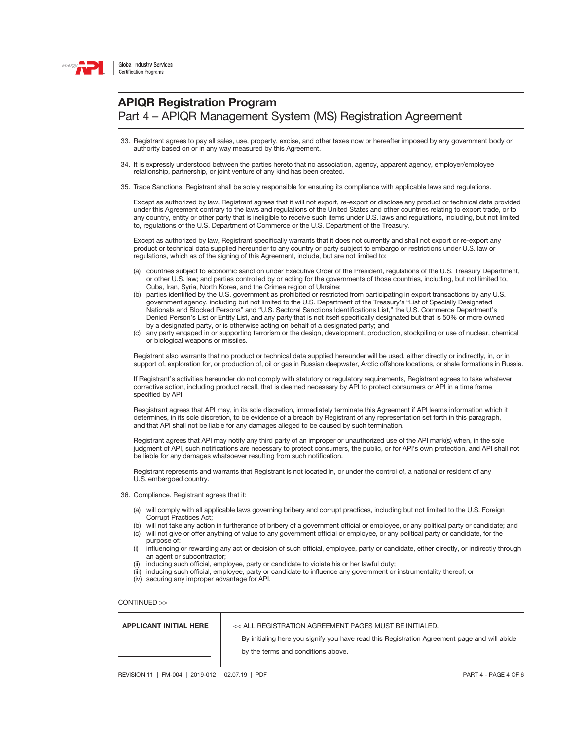# APIQR Registration Program

## Part 4 – APIQR Management System (MS) Registration Agreement

33. Registrant agrees to pay all sales, use, property, excise, and other taxes now or hereafter imposed by any government body or authority based on or in any way measured by this Agreement.

34. It is expressly understood between the parties hereto that no association, agency, apparent agency, employer/employee relationship, partnership, or joint venture of any kind has been created.

35. Trade Sanctions. Registrant shall be solely responsible for ensuring its compliance with applicable laws and regulations.

    Except as authorized by law, Registrant agrees that it will not export, re-export or disclose any product or technical data provided under this Agreement contrary to the laws and regulations of the United States and other countries relating to export trade, or to any country, entity or other party that is ineligible to receive such items under U.S. laws and regulations, including, but not limited to, regulations of the U.S. Department of Commerce or the U.S. Department of the Treasury.

    Except as authorized by law, Registrant specifically warrants that it does not currently and shall not export or re-export any product or technical data supplied hereunder to any country or party subject to embargo or restrictions under U.S. law or regulations, which as of the signing of this Agreement, include, but are not limited to:

    (a) countries subject to economic sanction under Executive Order of the President, regulations of the U.S. Treasury Department, or other U.S. law; and parties controlled by or acting for the governments of those countries, including, but not limited to, Cuba, Iran, Syria, North Korea, and the Crimea region of Ukraine;
    (b) parties identified by the U.S. government as prohibited or restricted from participating in export transactions by any U.S. government agency, including but not limited to the U.S. Department of the Treasury's "List of Specially Designated Nationals and Blocked Persons" and "U.S. Sectoral Sanctions Identifications List," the U.S. Commerce Department's Denied Person's List or Entity List, and any party that is not itself specifically designated but that is 50% or more owned by a designated party, or is otherwise acting on behalf of a designated party; and
    (c) any party engaged in or supporting terrorism or the design, development, production, stockpiling or use of nuclear, chemical or biological weapons or missiles.

    Registrant also warrants that no product or technical data supplied hereunder will be used, either directly or indirectly, in, or in support of, exploration for, or production of, oil or gas in Russian deepwater, Arctic offshore locations, or shale formations in Russia.

    If Registrant's activities hereunder do not comply with statutory or regulatory requirements, Registrant agrees to take whatever corrective action, including product recall, that is deemed necessary by API to protect consumers or API in a time frame specified by API.

    Resgistrant agrees that API may, in its sole discretion, immediately terminate this Agreement if API learns information which it determines, in its sole discretion, to be evidence of a breach by Registrant of any representation set forth in this paragraph, and that API shall not be liable for any damages alleged to be caused by such termination.

    Registrant agrees that API may notify any third party of an improper or unauthorized use of the API mark(s) when, in the sole judgment of API, such notifications are necessary to protect consumers, the public, or for API's own protection, and API shall not be liable for any damages whatsoever resulting from such notification.

    Registrant represents and warrants that Registrant is not located in, or under the control of, a national or resident of any U.S. embargoed country.

36. Compliance. Registrant agrees that it:

    (a) will comply with all applicable laws governing bribery and corrupt practices, including but not limited to the U.S. Foreign Corrupt Practices Act;
    (b) will not take any action in furtherance of bribery of a government official or employee, or any political party or candidate; and
    (c) will not give or offer anything of value to any government official or employee, or any political party or candidate, for the purpose of:
    (i) influencing or rewarding any act or decision of such official, employee, party or candidate, either directly, or indirectly through an agent or subcontractor;
    (ii) inducing such official, employee, party or candidate to violate his or her lawful duty;
    (iii) inducing such official, employee, party or candidate to influence any government or instrumentality thereof; or
    (iv) securing any improper advantage for API.

CONTINUED >>

| **APPLICANT INITIAL HERE** | << ALL REGISTRATION AGREEMENT PAGES MUST BE INITIALED. By initialing here you signify you have read this Registration Agreement page and will abide by the terms and conditions above. |
|---|---|
| | |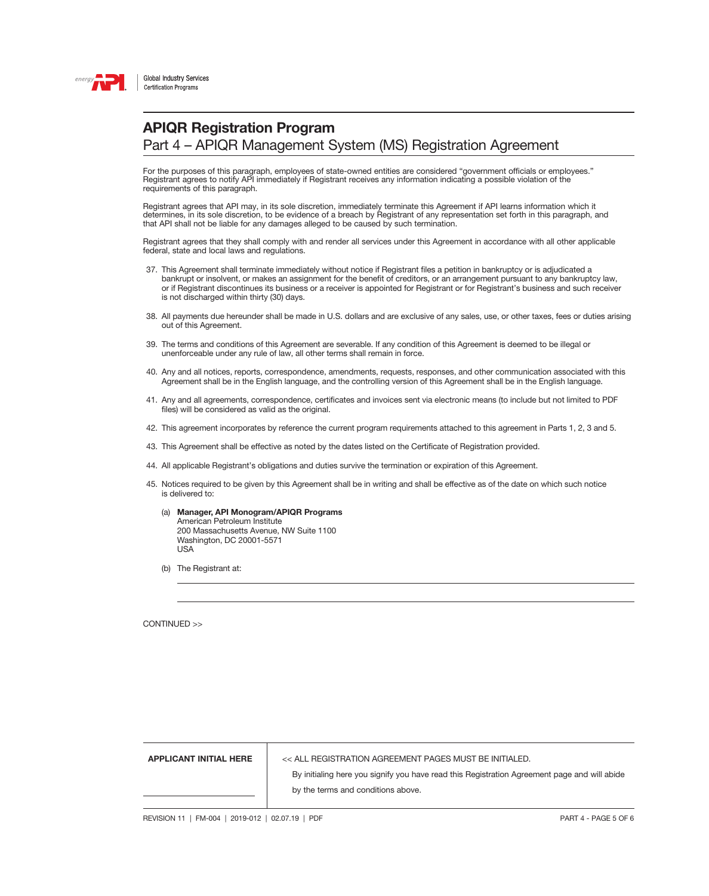# APIQR Registration Program

## Part 4 – APIQR Management System (MS) Registration Agreement

For the purposes of this paragraph, employees of state-owned entities are considered "government officials or employees." Registrant agrees to notify API immediately if Registrant receives any information indicating a possible violation of the requirements of this paragraph.

Registrant agrees that API may, in its sole discretion, immediately terminate this Agreement if API learns information which it determines, in its sole discretion, to be evidence of a breach by Registrant of any representation set forth in this paragraph, and that API shall not be liable for any damages alleged to be caused by such termination.

Registrant agrees that they shall comply with and render all services under this Agreement in accordance with all other applicable federal, state and local laws and regulations.

37. This Agreement shall terminate immediately without notice if Registrant files a petition in bankruptcy or is adjudicated a bankrupt or insolvent, or makes an assignment for the benefit of creditors, or an arrangement pursuant to any bankruptcy law, or if Registrant discontinues its business or a receiver is appointed for Registrant or for Registrant's business and such receiver is not discharged within thirty (30) days.

38. All payments due hereunder shall be made in U.S. dollars and are exclusive of any sales, use, or other taxes, fees or duties arising out of this Agreement.

39. The terms and conditions of this Agreement are severable. If any condition of this Agreement is deemed to be illegal or unenforceable under any rule of law, all other terms shall remain in force.

40. Any and all notices, reports, correspondence, amendments, requests, responses, and other communication associated with this Agreement shall be in the English language, and the controlling version of this Agreement shall be in the English language.

41. Any and all agreements, correspondence, certificates and invoices sent via electronic means (to include but not limited to PDF files) will be considered as valid as the original.

42. This agreement incorporates by reference the current program requirements attached to this agreement in Parts 1, 2, 3 and 5.

43. This Agreement shall be effective as noted by the dates listed on the Certificate of Registration provided.

44. All applicable Registrant's obligations and duties survive the termination or expiration of this Agreement.

45. Notices required to be given by this Agreement shall be in writing and shall be effective as of the date on which such notice is delivered to:

    (a) **Manager, API Monogram/APIQR Programs**
    American Petroleum Institute
    200 Massachusetts Avenue, NW Suite 1100
    Washington, DC 20001-5571
    USA

    (b) The Registrant at:

    ______________________________________________

    ______________________________________________

CONTINUED >>

| **APPLICANT INITIAL HERE** | << ALL REGISTRATION AGREEMENT PAGES MUST BE INITIALED. By initialing here you signify you have read this Registration Agreement page and will abide by the terms and conditions above. |
| --- | --- |
| ______________ | |

REVISION 11 | FM-004 | 2019-012 | 02.07.19 | PDF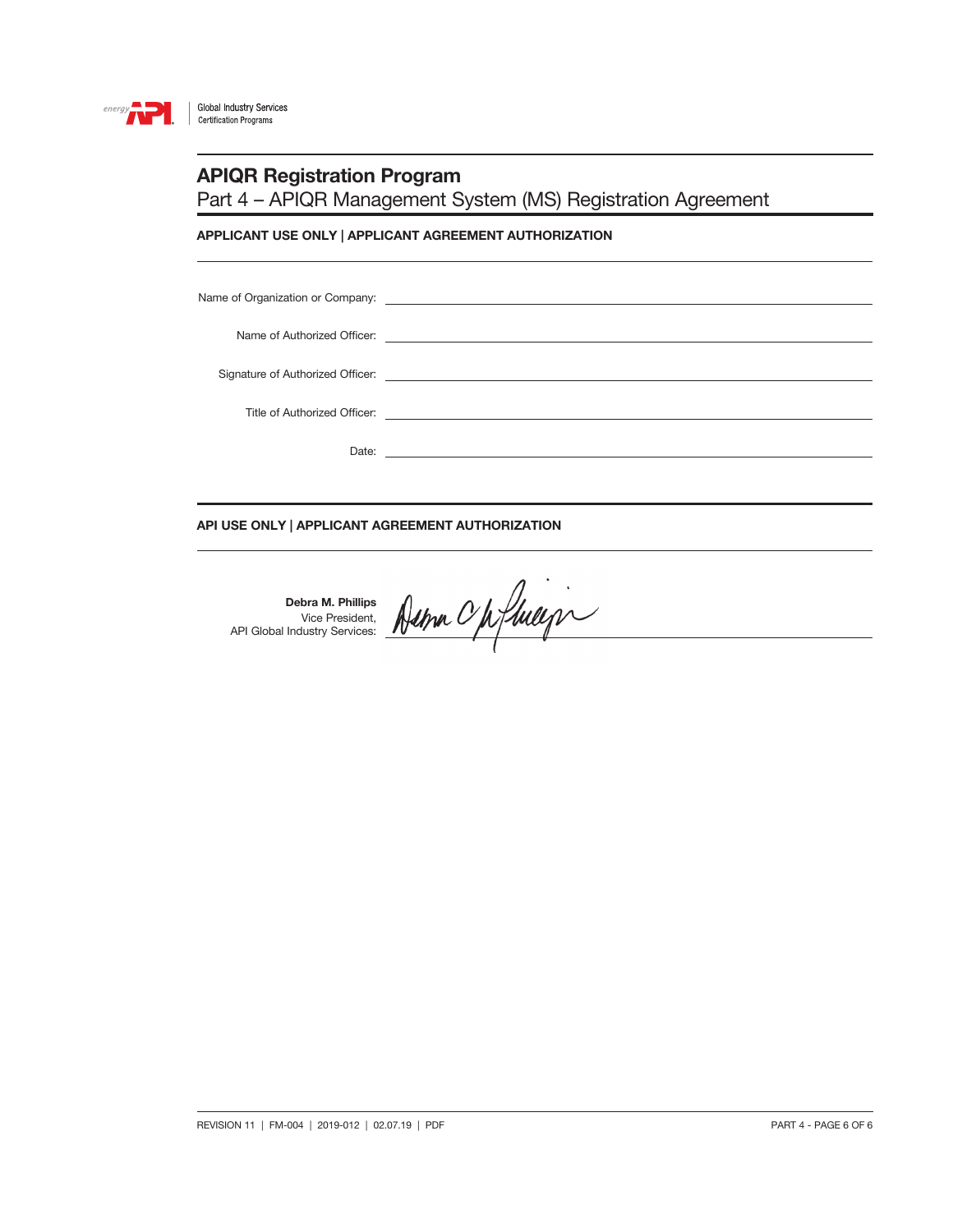Global Industry Services
Certification Programs

# APIQR Registration Program

## Part 4 – APIQR Management System (MS) Registration Agreement

**APPLICANT USE ONLY | APPLICANT AGREEMENT AUTHORIZATION**

Name of Organization or Company: ______________________________

Name of Authorized Officer: ______________________________

Signature of Authorized Officer: ______________________________

Title of Authorized Officer: ______________________________

Date: ______________________________

**API USE ONLY | APPLICANT AGREEMENT AUTHORIZATION**

**Debra M. Phillips**
Vice President,
API Global Industry Services: ______________________________

REVISION 11 | FM-004 | 2019-012 | 02.07.19 | PDF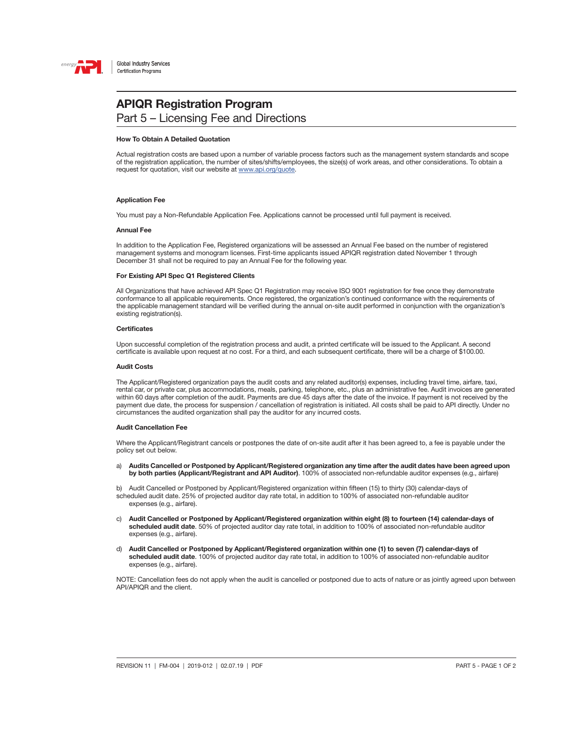# APIQR Registration Program

## Part 5 – Licensing Fee and Directions

**How To Obtain A Detailed Quotation**

Actual registration costs are based upon a number of variable process factors such as the management system standards and scope of the registration application, the number of sites/shifts/employees, the size(s) of work areas, and other considerations. To obtain a request for quotation, visit our website at www.api.org/quote.

**Application Fee**

You must pay a Non-Refundable Application Fee. Applications cannot be processed until full payment is received.

**Annual Fee**

In addition to the Application Fee, Registered organizations will be assessed an Annual Fee based on the number of registered management systems and monogram licenses. First-time applicants issued APIQR registration dated November 1 through December 31 shall not be required to pay an Annual Fee for the following year.

**For Existing API Spec Q1 Registered Clients**

All Organizations that have achieved API Spec Q1 Registration may receive ISO 9001 registration for free once they demonstrate conformance to all applicable requirements. Once registered, the organization's continued conformance with the requirements of the applicable management standard will be verified during the annual on-site audit performed in conjunction with the organization's existing registration(s).

**Certificates**

Upon successful completion of the registration process and audit, a printed certificate will be issued to the Applicant. A second certificate is available upon request at no cost. For a third, and each subsequent certificate, there will be a charge of $100.00.

**Audit Costs**

The Applicant/Registered organization pays the audit costs and any related auditor(s) expenses, including travel time, airfare, taxi, rental car, or private car, plus accommodations, meals, parking, telephone, etc., plus an administrative fee. Audit invoices are generated within 60 days after completion of the audit. Payments are due 45 days after the date of the invoice. If payment is not received by the payment due date, the process for suspension / cancellation of registration is initiated. All costs shall be paid to API directly. Under no circumstances the audited organization shall pay the auditor for any incurred costs.

**Audit Cancellation Fee**

Where the Applicant/Registrant cancels or postpones the date of on-site audit after it has been agreed to, a fee is payable under the policy set out below.

a) **Audits Cancelled or Postponed by Applicant/Registered organization any time after the audit dates have been agreed upon by both parties (Applicant/Registrant and API Auditor)**. 100% of associated non-refundable auditor expenses (e.g., airfare)

b) Audit Cancelled or Postponed by Applicant/Registered organization within fifteen (15) to thirty (30) calendar-days of scheduled audit date. 25% of projected auditor day rate total, in addition to 100% of associated non-refundable auditor expenses (e.g., airfare).

c) **Audit Cancelled or Postponed by Applicant/Registered organization within eight (8) to fourteen (14) calendar-days of scheduled audit date**. 50% of projected auditor day rate total, in addition to 100% of associated non-refundable auditor expenses (e.g., airfare).

d) **Audit Cancelled or Postponed by Applicant/Registered organization within one (1) to seven (7) calendar-days of scheduled audit date**. 100% of projected auditor day rate total, in addition to 100% of associated non-refundable auditor expenses (e.g., airfare).

NOTE: Cancellation fees do not apply when the audit is cancelled or postponed due to acts of nature or as jointly agreed upon between API/APIQR and the client.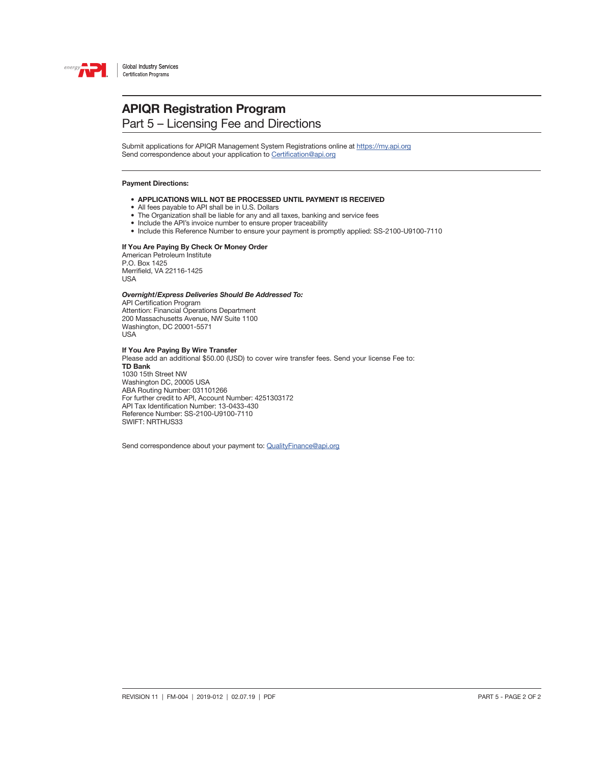Global Industry Services
Certification Programs

# APIQR Registration Program

## Part 5 – Licensing Fee and Directions

Submit applications for APIQR Management System Registrations online at https://my.api.org
Send correspondence about your application to Certification@api.org

**Payment Directions:**

- **APPLICATIONS WILL NOT BE PROCESSED UNTIL PAYMENT IS RECEIVED**
- All fees payable to API shall be in U.S. Dollars
- The Organization shall be liable for any and all taxes, banking and service fees
- Include the API's invoice number to ensure proper traceability
- Include this Reference Number to ensure your payment is promptly applied: SS-2100-U9100-7110

**If You Are Paying By Check Or Money Order**
American Petroleum Institute
P.O. Box 1425
Merrifield, VA 22116-1425
USA

***Overnight/Express Deliveries Should Be Addressed To:***
API Certification Program
Attention: Financial Operations Department
200 Massachusetts Avenue, NW Suite 1100
Washington, DC 20001-5571
USA

**If You Are Paying By Wire Transfer**
Please add an additional $50.00 (USD) to cover wire transfer fees. Send your license Fee to:
**TD Bank**
1030 15th Street NW
Washington DC, 20005 USA
ABA Routing Number: 031101266
For further credit to API, Account Number: 4251303172
API Tax Identification Number: 13-0433-430
Reference Number: SS-2100-U9100-7110
SWIFT: NRTHUS33

Send correspondence about your payment to: QualityFinance@api.org

REVISION 11 | FM-004 | 2019-012 | 02.07.19 | PDF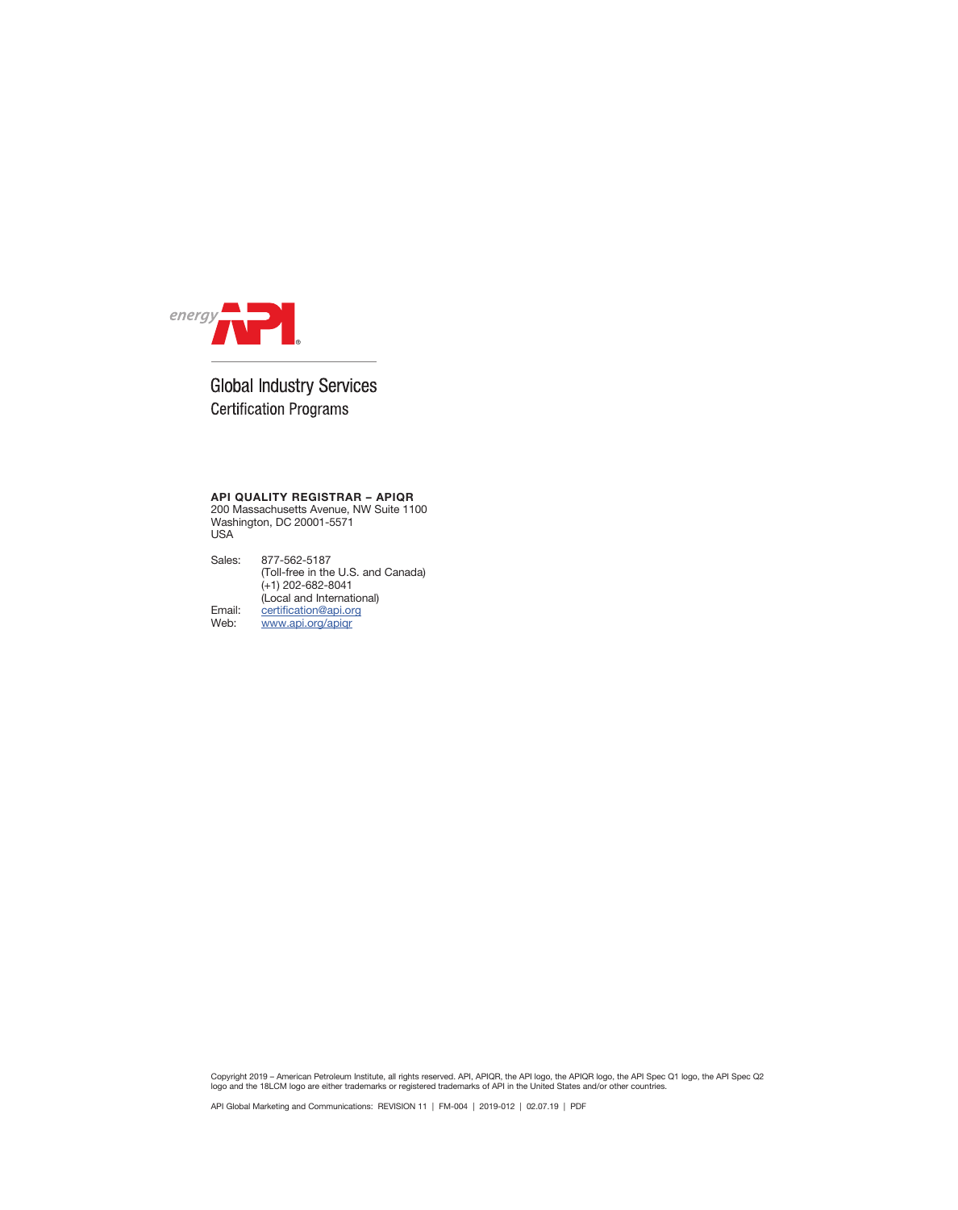energy API

Global Industry Services

Certification Programs

**API QUALITY REGISTRAR – APIQR**

200 Massachusetts Avenue, NW Suite 1100

Washington, DC 20001-5571

USA

Sales: 877-562-5187

(Toll-free in the U.S. and Canada)

(+1) 202-682-8041

(Local and International)

Email: certification@api.org

Web: www.api.org/apiqr

Copyright 2019 – American Petroleum Institute, all rights reserved. API, APIQR, the API logo, the APIQR logo, the API Spec Q1 logo, the API Spec Q2 logo and the 18LCM logo are either trademarks or registered trademarks of API in the United States and/or other countries.

API Global Marketing and Communications: REVISION 11 | FM-004 | 2019-012 | 02.07.19 | PDF